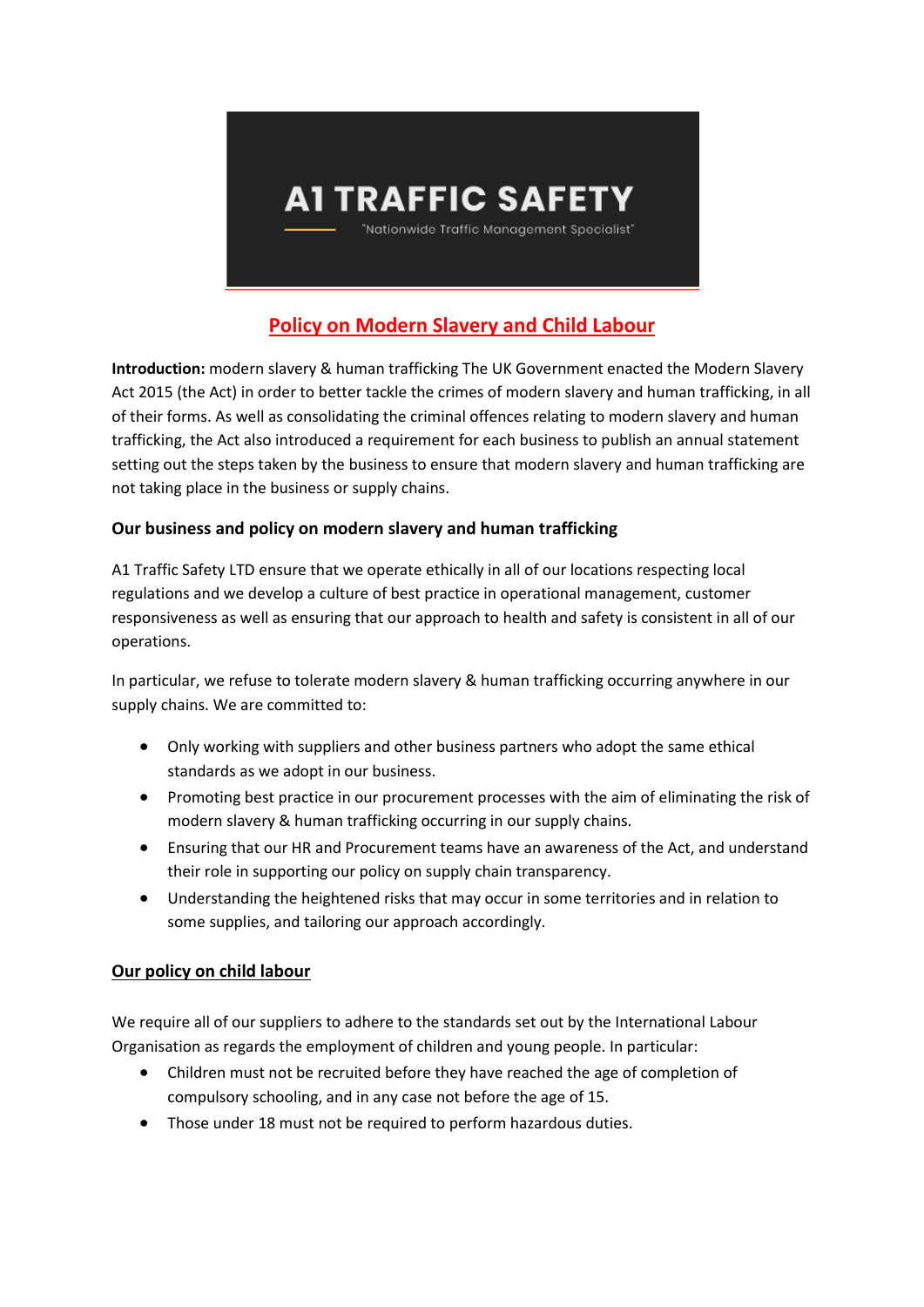# A1 TRAFFIC SAFETY

"Nationwide Traffic Management Specialist"

## Policy on Modern Slavery and Child Labour

**Introduction:** modern slavery & human trafficking The UK Government enacted the Modern Slavery Act 2015 (the Act) in order to better tackle the crimes of modern slavery and human trafficking, in all of their forms. As well as consolidating the criminal offences relating to modern slavery and human trafficking, the Act also introduced a requirement for each business to publish an annual statement setting out the steps taken by the business to ensure that modern slavery and human trafficking are not taking place in the business or supply chains.

### Our business and policy on modern slavery and human trafficking

A1 Traffic Safety LTD ensure that we operate ethically in all of our locations respecting local regulations and we develop a culture of best practice in operational management, customer responsiveness as well as ensuring that our approach to health and safety is consistent in all of our operations.

In particular, we refuse to tolerate modern slavery & human trafficking occurring anywhere in our supply chains. We are committed to:

- Only working with suppliers and other business partners who adopt the same ethical standards as we adopt in our business.
- Promoting best practice in our procurement processes with the aim of eliminating the risk of modern slavery & human trafficking occurring in our supply chains.
- Ensuring that our HR and Procurement teams have an awareness of the Act, and understand their role in supporting our policy on supply chain transparency.
- Understanding the heightened risks that may occur in some territories and in relation to some supplies, and tailoring our approach accordingly.

### Our policy on child labour

We require all of our suppliers to adhere to the standards set out by the International Labour Organisation as regards the employment of children and young people. In particular:

- Children must not be recruited before they have reached the age of completion of compulsory schooling, and in any case not before the age of 15.
- Those under 18 must not be required to perform hazardous duties.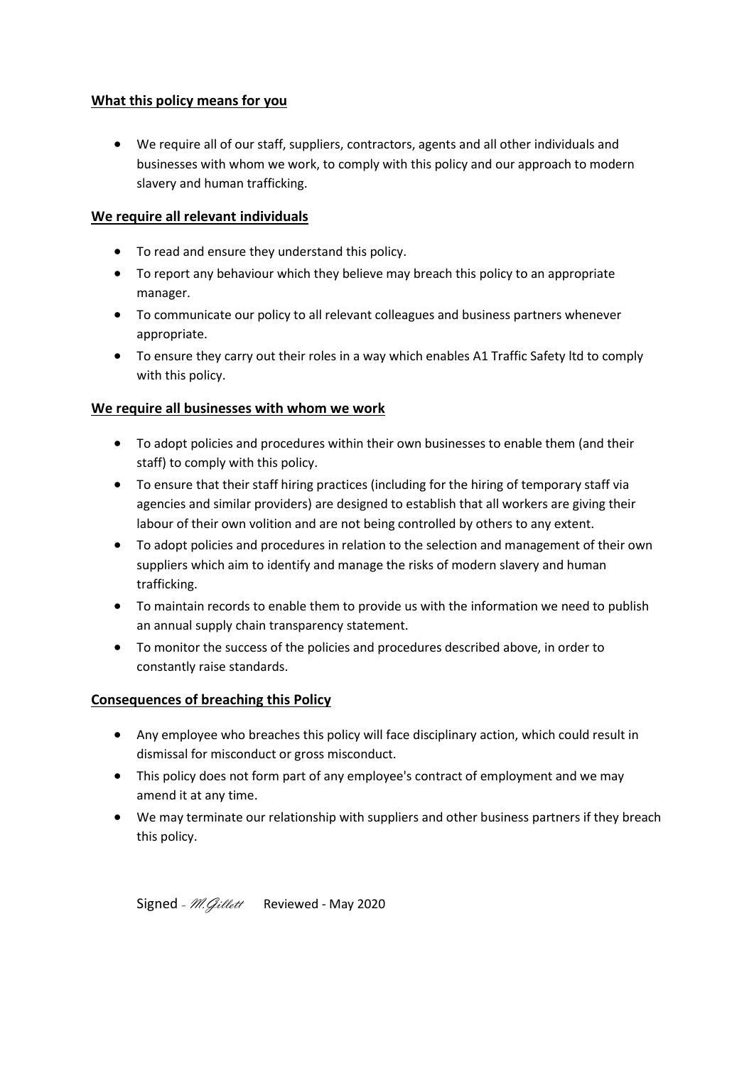**What this policy means for you**

- We require all of our staff, suppliers, contractors, agents and all other individuals and businesses with whom we work, to comply with this policy and our approach to modern slavery and human trafficking.

**We require all relevant individuals**

- To read and ensure they understand this policy.
- To report any behaviour which they believe may breach this policy to an appropriate manager.
- To communicate our policy to all relevant colleagues and business partners whenever appropriate.
- To ensure they carry out their roles in a way which enables A1 Traffic Safety ltd to comply with this policy.

**We require all businesses with whom we work**

- To adopt policies and procedures within their own businesses to enable them (and their staff) to comply with this policy.
- To ensure that their staff hiring practices (including for the hiring of temporary staff via agencies and similar providers) are designed to establish that all workers are giving their labour of their own volition and are not being controlled by others to any extent.
- To adopt policies and procedures in relation to the selection and management of their own suppliers which aim to identify and manage the risks of modern slavery and human trafficking.
- To maintain records to enable them to provide us with the information we need to publish an annual supply chain transparency statement.
- To monitor the success of the policies and procedures described above, in order to constantly raise standards.

**Consequences of breaching this Policy**

- Any employee who breaches this policy will face disciplinary action, which could result in dismissal for misconduct or gross misconduct.
- This policy does not form part of any employee's contract of employment and we may amend it at any time.
- We may terminate our relationship with suppliers and other business partners if they breach this policy.

Signed - *M.Gillett* Reviewed - May 2020